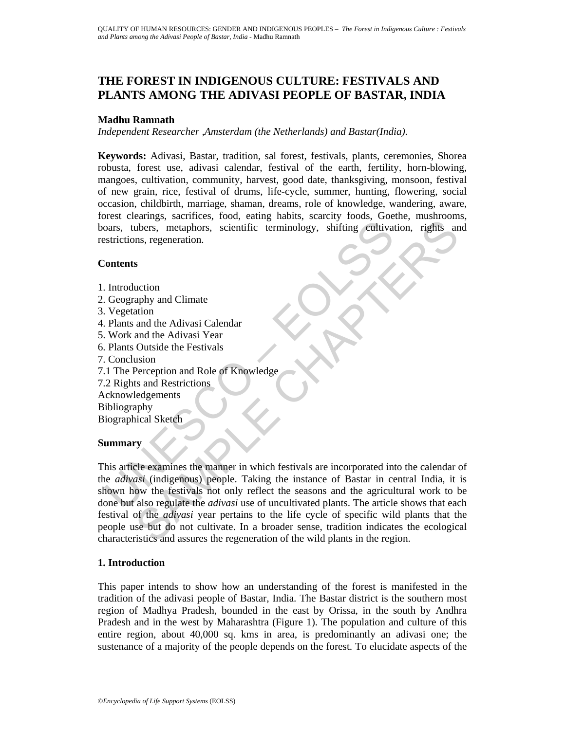# THE FOREST IN INDIGENOUS CULTURE: FESTIVALS AND PLANTS AMONG THE ADIVASI PEOPLE OF BASTAR, INDIA

**Madhu Ramnath**

*Independent Researcher ,Amsterdam (the Netherlands) and Bastar(India).*

**Keywords:** Adivasi, Bastar, tradition, sal forest, festivals, plants, ceremonies, Shorea robusta, forest use, adivasi calendar, festival of the earth, fertility, horn-blowing, mangoes, cultivation, community, harvest, good date, thanksgiving, monsoon, festival of new grain, rice, festival of drums, life-cycle, summer, hunting, flowering, social occasion, childbirth, marriage, shaman, dreams, role of knowledge, wandering, aware, forest clearings, sacrifices, food, eating habits, scarcity foods, Goethe, mushrooms, boars, tubers, metaphors, scientific terminology, shifting cultivation, rights and restrictions, regeneration.

## Contents

1. Introduction
2. Geography and Climate
3. Vegetation
4. Plants and the Adivasi Calendar
5. Work and the Adivasi Year
6. Plants Outside the Festivals
7. Conclusion
7.1 The Perception and Role of Knowledge
7.2 Rights and Restrictions
Acknowledgements
Bibliography
Biographical Sketch

## Summary

This article examines the manner in which festivals are incorporated into the calendar of the *adivasi* (indigenous) people. Taking the instance of Bastar in central India, it is shown how the festivals not only reflect the seasons and the agricultural work to be done but also regulate the *adivasi* use of uncultivated plants. The article shows that each festival of the *adivasi* year pertains to the life cycle of specific wild plants that the people use but do not cultivate. In a broader sense, tradition indicates the ecological characteristics and assures the regeneration of the wild plants in the region.

## 1. Introduction

This paper intends to show how an understanding of the forest is manifested in the tradition of the adivasi people of Bastar, India. The Bastar district is the southern most region of Madhya Pradesh, bounded in the east by Orissa, in the south by Andhra Pradesh and in the west by Maharashtra (Figure 1). The population and culture of this entire region, about 40,000 sq. kms in area, is predominantly an adivasi one; the sustenance of a majority of the people depends on the forest. To elucidate aspects of the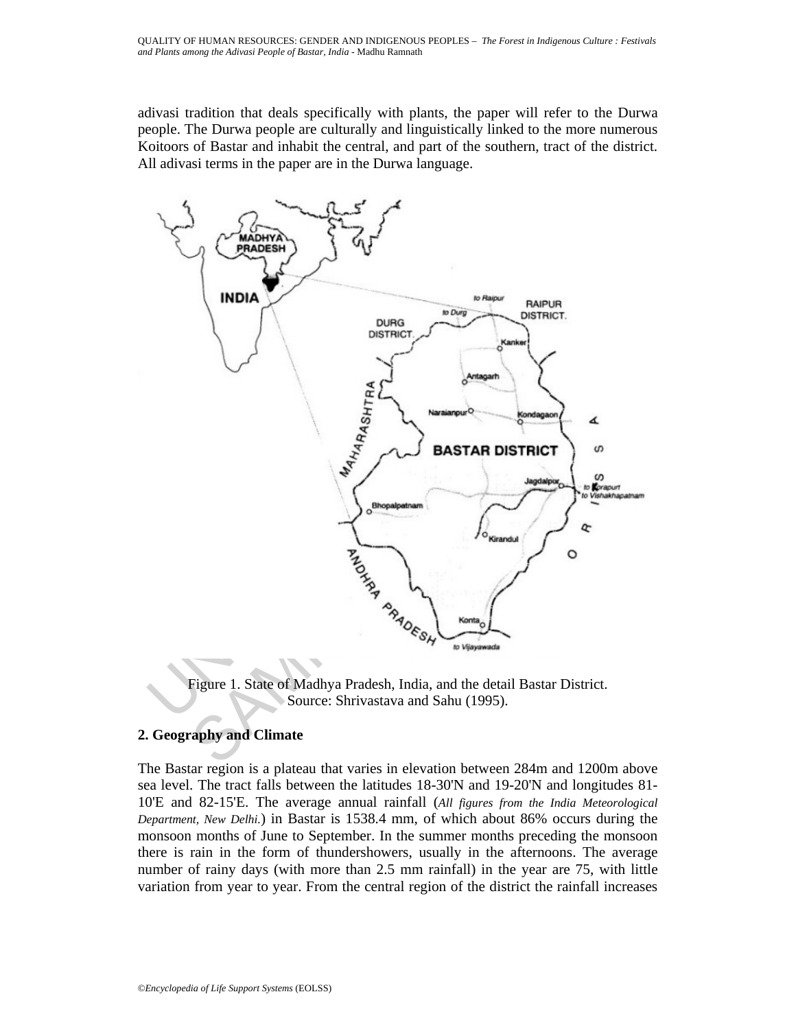adivasi tradition that deals specifically with plants, the paper will refer to the Durwa people. The Durwa people are culturally and linguistically linked to the more numerous Koitoors of Bastar and inhabit the central, and part of the southern, tract of the district. All adivasi terms in the paper are in the Durwa language.

Figure 1. State of Madhya Pradesh, India, and the detail Bastar District.
Source: Shrivastava and Sahu (1995).

## 2. Geography and Climate

The Bastar region is a plateau that varies in elevation between 284m and 1200m above sea level. The tract falls between the latitudes 18-30'N and 19-20'N and longitudes 81-10'E and 82-15'E. The average annual rainfall (*All figures from the India Meteorological Department, New Delhi.*) in Bastar is 1538.4 mm, of which about 86% occurs during the monsoon months of June to September. In the summer months preceding the monsoon there is rain in the form of thundershowers, usually in the afternoons. The average number of rainy days (with more than 2.5 mm rainfall) in the year are 75, with little variation from year to year. From the central region of the district the rainfall increases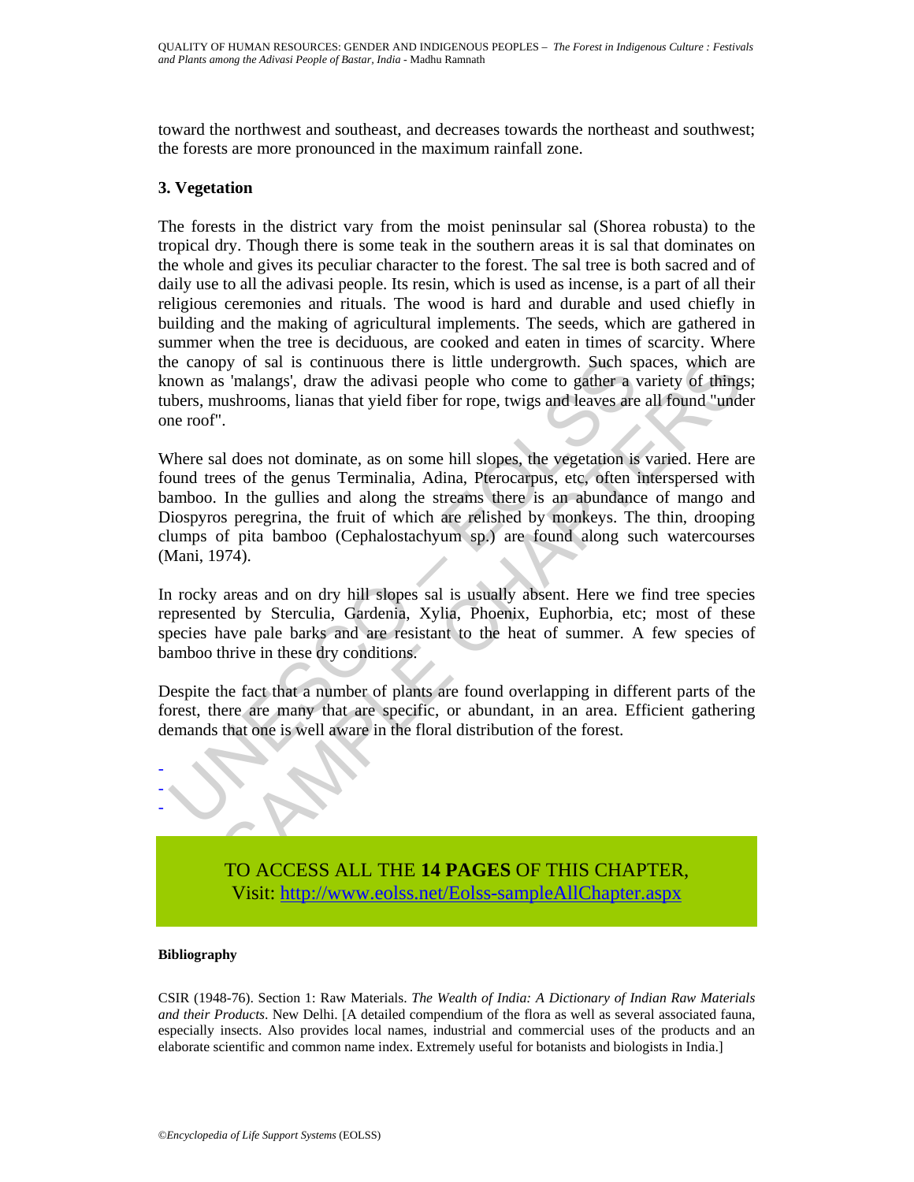toward the northwest and southeast, and decreases towards the northeast and southwest; the forests are more pronounced in the maximum rainfall zone.

## 3. Vegetation

The forests in the district vary from the moist peninsular sal (Shorea robusta) to the tropical dry. Though there is some teak in the southern areas it is sal that dominates on the whole and gives its peculiar character to the forest. The sal tree is both sacred and of daily use to all the adivasi people. Its resin, which is used as incense, is a part of all their religious ceremonies and rituals. The wood is hard and durable and used chiefly in building and the making of agricultural implements. The seeds, which are gathered in summer when the tree is deciduous, are cooked and eaten in times of scarcity. Where the canopy of sal is continuous there is little undergrowth. Such spaces, which are known as 'malangs', draw the adivasi people who come to gather a variety of things; tubers, mushrooms, lianas that yield fiber for rope, twigs and leaves are all found "under one roof".

Where sal does not dominate, as on some hill slopes, the vegetation is varied. Here are found trees of the genus Terminalia, Adina, Pterocarpus, etc, often interspersed with bamboo. In the gullies and along the streams there is an abundance of mango and Diospyros peregrina, the fruit of which are relished by monkeys. The thin, drooping clumps of pita bamboo (Cephalostachyum sp.) are found along such watercourses (Mani, 1974).

In rocky areas and on dry hill slopes sal is usually absent. Here we find tree species represented by Sterculia, Gardenia, Xylia, Phoenix, Euphorbia, etc; most of these species have pale barks and are resistant to the heat of summer. A few species of bamboo thrive in these dry conditions.

Despite the fact that a number of plants are found overlapping in different parts of the forest, there are many that are specific, or abundant, in an area. Efficient gathering demands that one is well aware in the floral distribution of the forest.

-
-
-

TO ACCESS ALL THE **14 PAGES** OF THIS CHAPTER,
Visit: http://www.eolss.net/Eolss-sampleAllChapter.aspx

**Bibliography**

CSIR (1948-76). Section 1: Raw Materials. *The Wealth of India: A Dictionary of Indian Raw Materials and their Products*. New Delhi. [A detailed compendium of the flora as well as several associated fauna, especially insects. Also provides local names, industrial and commercial uses of the products and an elaborate scientific and common name index. Extremely useful for botanists and biologists in India.]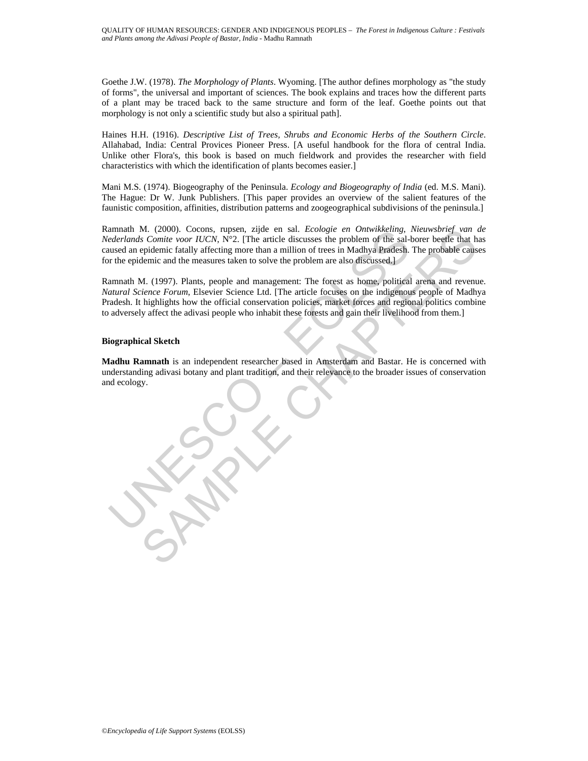Goethe J.W. (1978). *The Morphology of Plants*. Wyoming. [The author defines morphology as "the study of forms", the universal and important of sciences. The book explains and traces how the different parts of a plant may be traced back to the same structure and form of the leaf. Goethe points out that morphology is not only a scientific study but also a spiritual path].

Haines H.H. (1916). *Descriptive List of Trees, Shrubs and Economic Herbs of the Southern Circle*. Allahabad, India: Central Provices Pioneer Press. [A useful handbook for the flora of central India. Unlike other Flora's, this book is based on much fieldwork and provides the researcher with field characteristics with which the identification of plants becomes easier.]

Mani M.S. (1974). Biogeography of the Peninsula. *Ecology and Biogeography of India* (ed. M.S. Mani). The Hague: Dr W. Junk Publishers. [This paper provides an overview of the salient features of the faunistic composition, affinities, distribution patterns and zoogeographical subdivisions of the peninsula.]

Ramnath M. (2000). Cocons, rupsen, zijde en sal. *Ecologie en Ontwikkeling, Nieuwsbrief van de Nederlands Comite voor IUCN*, N°2. [The article discusses the problem of the sal-borer beetle that has caused an epidemic fatally affecting more than a million of trees in Madhya Pradesh. The probable causes for the epidemic and the measures taken to solve the problem are also discussed.]

Ramnath M. (1997). Plants, people and management: The forest as home, political arena and revenue. *Natural Science Forum*, Elsevier Science Ltd. [The article focuses on the indigenous people of Madhya Pradesh. It highlights how the official conservation policies, market forces and regional politics combine to adversely affect the adivasi people who inhabit these forests and gain their livelihood from them.]

**Biographical Sketch**

**Madhu Ramnath** is an independent researcher based in Amsterdam and Bastar. He is concerned with understanding adivasi botany and plant tradition, and their relevance to the broader issues of conservation and ecology.